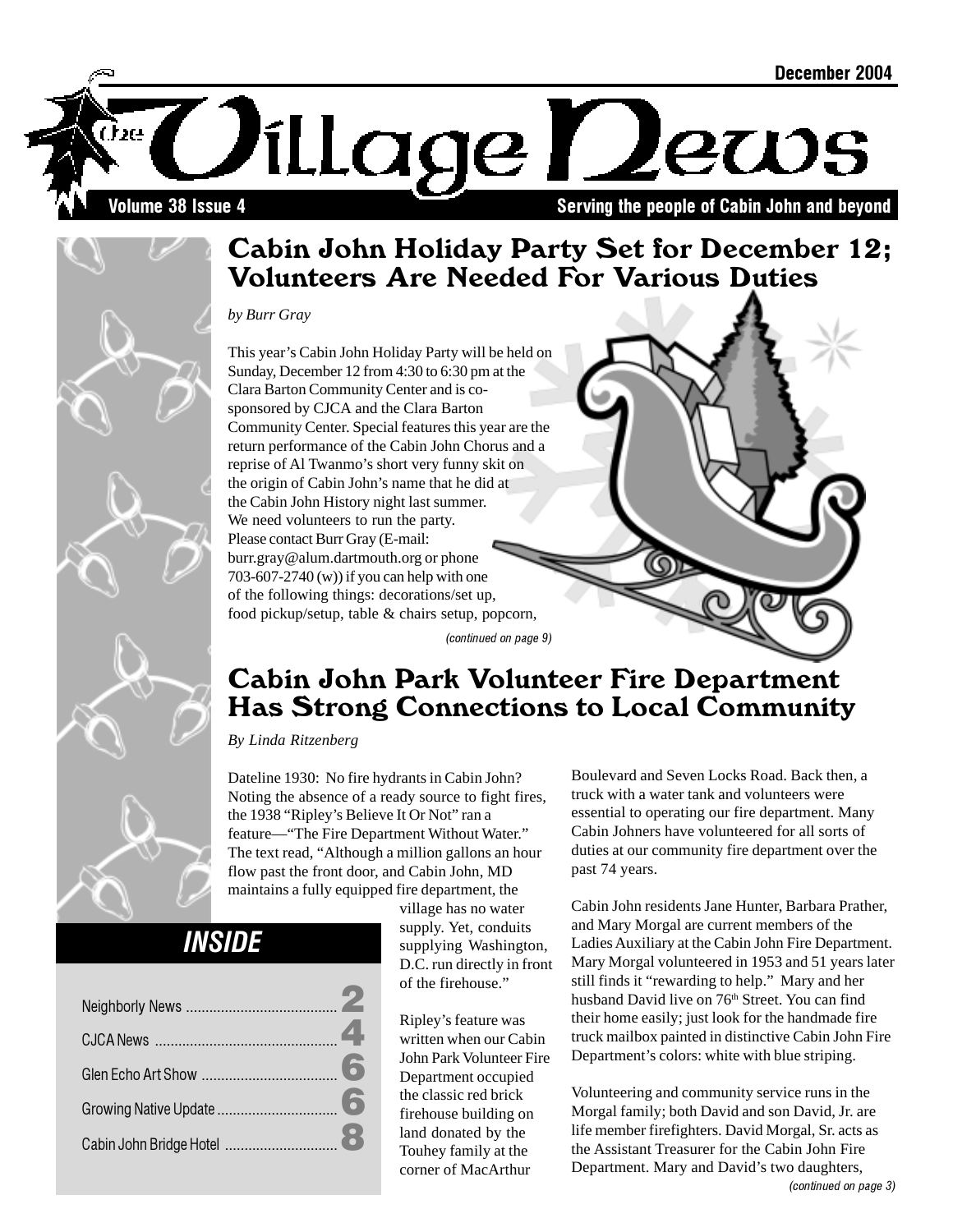December 2004

# The Village News

**Volume 38 Issue 4** **Serving the people of Cabin John and beyond**

## Cabin John Holiday Party Set for December 12; Volunteers Are Needed For Various Duties

*by Burr Gray*

This year's Cabin John Holiday Party will be held on Sunday, December 12 from 4:30 to 6:30 pm at the Clara Barton Community Center and is co-sponsored by CJCA and the Clara Barton Community Center. Special features this year are the return performance of the Cabin John Chorus and a reprise of Al Twanmo's short very funny skit on the origin of Cabin John's name that he did at the Cabin John History night last summer. We need volunteers to run the party. Please contact Burr Gray (E-mail: burr.gray@alum.dartmouth.org or phone 703-607-2740 (w)) if you can help with one of the following things: decorations/set up, food pickup/setup, table & chairs setup, popcorn,

*(continued on page 9)*

## Cabin John Park Volunteer Fire Department Has Strong Connections to Local Community

*By Linda Ritzenberg*

Dateline 1930: No fire hydrants in Cabin John? Noting the absence of a ready source to fight fires, the 1938 "Ripley's Believe It Or Not" ran a feature—"The Fire Department Without Water." The text read, "Although a million gallons an hour flow past the front door, and Cabin John, MD maintains a fully equipped fire department, the village has no water supply. Yet, conduits supplying Washington, D.C. run directly in front of the firehouse."

Ripley's feature was written when our Cabin John Park Volunteer Fire Department occupied the classic red brick firehouse building on land donated by the Touhey family at the corner of MacArthur Boulevard and Seven Locks Road. Back then, a truck with a water tank and volunteers were essential to operating our fire department. Many Cabin Johners have volunteered for all sorts of duties at our community fire department over the past 74 years.

Cabin John residents Jane Hunter, Barbara Prather, and Mary Morgal are current members of the Ladies Auxiliary at the Cabin John Fire Department. Mary Morgal volunteered in 1953 and 51 years later still finds it "rewarding to help." Mary and her husband David live on 76th Street. You can find their home easily; just look for the handmade fire truck mailbox painted in distinctive Cabin John Fire Department's colors: white with blue striping.

Volunteering and community service runs in the Morgal family; both David and son David, Jr. are life member firefighters. David Morgal, Sr. acts as the Assistant Treasurer for the Cabin John Fire Department. Mary and David's two daughters,

*(continued on page 3)*

### INSIDE

| | |
|---|---|
| Neighborly News | 2 |
| CJCA News | 4 |
| Glen Echo Art Show | 6 |
| Growing Native Update | 6 |
| Cabin John Bridge Hotel | 8 |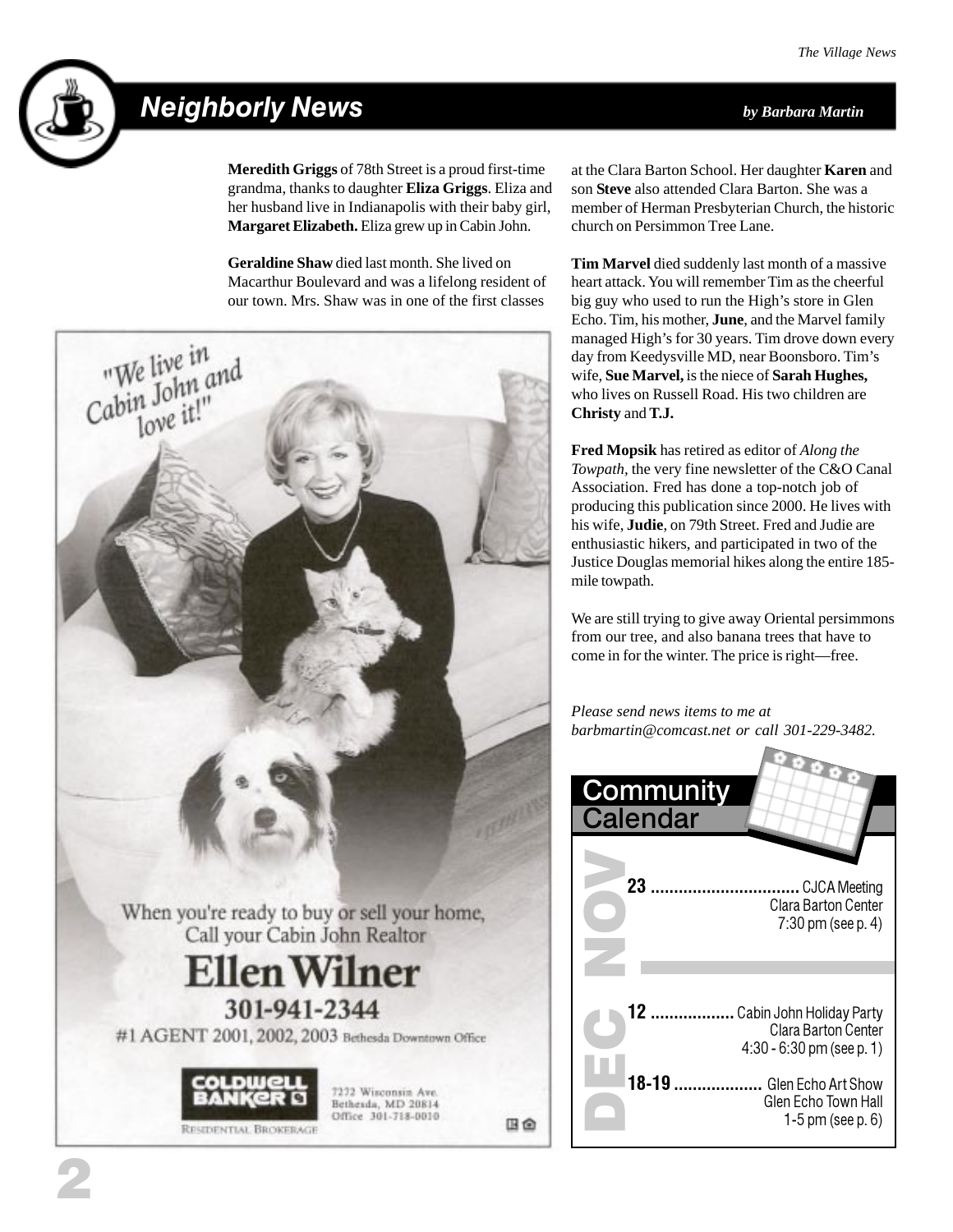## Neighborly News

*by Barbara Martin*

**Meredith Griggs** of 78th Street is a proud first-time grandma, thanks to daughter **Eliza Griggs**. Eliza and her husband live in Indianapolis with their baby girl, **Margaret Elizabeth.** Eliza grew up in Cabin John.

**Geraldine Shaw** died last month. She lived on Macarthur Boulevard and was a lifelong resident of our town. Mrs. Shaw was in one of the first classes at the Clara Barton School. Her daughter **Karen** and son **Steve** also attended Clara Barton. She was a member of Herman Presbyterian Church, the historic church on Persimmon Tree Lane.

**Tim Marvel** died suddenly last month of a massive heart attack. You will remember Tim as the cheerful big guy who used to run the High's store in Glen Echo. Tim, his mother, **June**, and the Marvel family managed High's for 30 years. Tim drove down every day from Keedysville MD, near Boonsboro. Tim's wife, **Sue Marvel,** is the niece of **Sarah Hughes,** who lives on Russell Road. His two children are **Christy** and **T.J.**

**Fred Mopsik** has retired as editor of *Along the Towpath*, the very fine newsletter of the C&O Canal Association. Fred has done a top-notch job of producing this publication since 2000. He lives with his wife, **Judie**, on 79th Street. Fred and Judie are enthusiastic hikers, and participated in two of the Justice Douglas memorial hikes along the entire 185-mile towpath.

We are still trying to give away Oriental persimmons from our tree, and also banana trees that have to come in for the winter. The price is right—free.

*Please send news items to me at barbmartin@comcast.net or call 301-229-3482.*

"We live in Cabin John and love it!"

When you're ready to buy or sell your home, Call your Cabin John Realtor

**Ellen Wilner**

301-941-2344

#1 AGENT 2001, 2002, 2003 Bethesda Downtown Office

COLDWELL BANKER RESIDENTIAL BROKERAGE

7272 Wisconsin Ave.
Bethesda, MD 20814
Office 301-718-0010

## Community Calendar

**NOV**

**23** ................................ CJCA Meeting
Clara Barton Center
7:30 pm (see p. 4)

**DEC**

**12** .................. Cabin John Holiday Party
Clara Barton Center
4:30 - 6:30 pm (see p. 1)

**18-19** ................... Glen Echo Art Show
Glen Echo Town Hall
1-5 pm (see p. 6)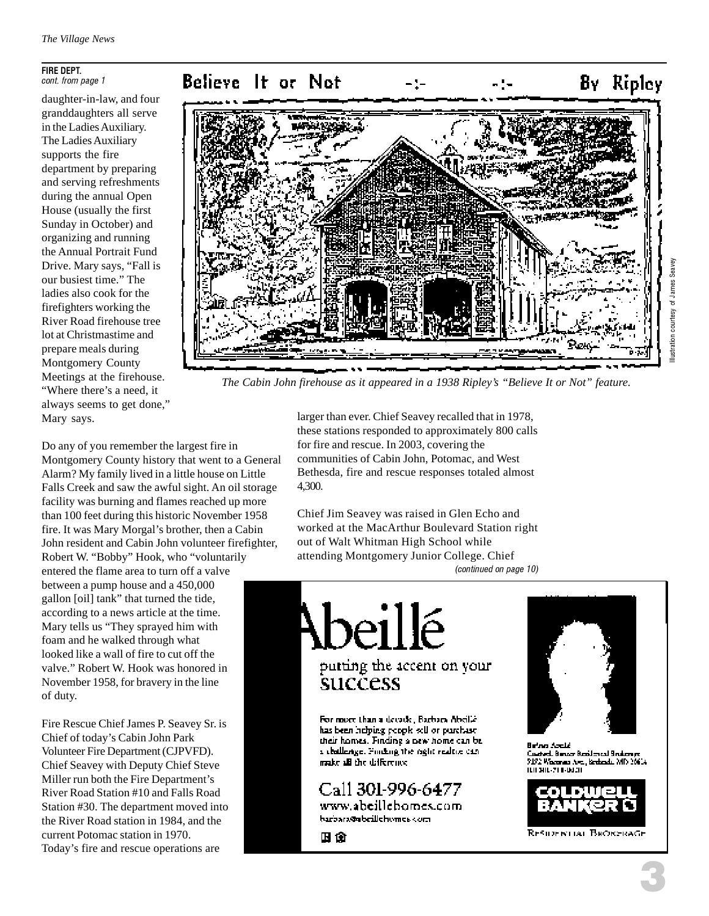**FIRE DEPT.**
*cont. from page 1*

daughter-in-law, and four granddaughters all serve in the Ladies Auxiliary. The Ladies Auxiliary supports the fire department by preparing and serving refreshments during the annual Open House (usually the first Sunday in October) and organizing and running the Annual Portrait Fund Drive. Mary says, "Fall is our busiest time." The ladies also cook for the firefighters working the River Road firehouse tree lot at Christmastime and prepare meals during Montgomery County Meetings at the firehouse. "Where there's a need, it always seems to get done," Mary says.

Believe It or Not -:- -:- By Ripley

Illustration courtesy of James Seavey

*The Cabin John firehouse as it appeared in a 1938 Ripley's "Believe It or Not" feature.*

Do any of you remember the largest fire in Montgomery County history that went to a General Alarm? My family lived in a little house on Little Falls Creek and saw the awful sight. An oil storage facility was burning and flames reached up more than 100 feet during this historic November 1958 fire. It was Mary Morgal's brother, then a Cabin John resident and Cabin John volunteer firefighter, Robert W. "Bobby" Hook, who "voluntarily entered the flame area to turn off a valve between a pump house and a 450,000 gallon [oil] tank" that turned the tide, according to a news article at the time. Mary tells us "They sprayed him with foam and he walked through what looked like a wall of fire to cut off the valve." Robert W. Hook was honored in November 1958, for bravery in the line of duty.

Fire Rescue Chief James P. Seavey Sr. is Chief of today's Cabin John Park Volunteer Fire Department (CJPVFD). Chief Seavey with Deputy Chief Steve Miller run both the Fire Department's River Road Station #10 and Falls Road Station #30. The department moved into the River Road station in 1984, and the current Potomac station in 1970. Today's fire and rescue operations are larger than ever. Chief Seavey recalled that in 1978, these stations responded to approximately 800 calls for fire and rescue. In 2003, covering the communities of Cabin John, Potomac, and West Bethesda, fire and rescue responses totaled almost 4,300.

Chief Jim Seavey was raised in Glen Echo and worked at the MacArthur Boulevard Station right out of Walt Whitman High School while attending Montgomery Junior College. Chief

*(continued on page 10)*

Abeillé

putting the accent on your success

For more than a decade, Barbara Abeillé has been helping people sell or purchase their homes. Finding a new home can be a challenge. Finding the right realtor can make all the difference.

Call 301-996-6477
www.abeillehomes.com
barbara@abeillehomes.com

Barbara Abeillé
Coldwell Banker Residential Brokerage
7272 Wisconsin Ave., Bethesda, MD 20814

COLDWELL BANKER
Residential Brokerage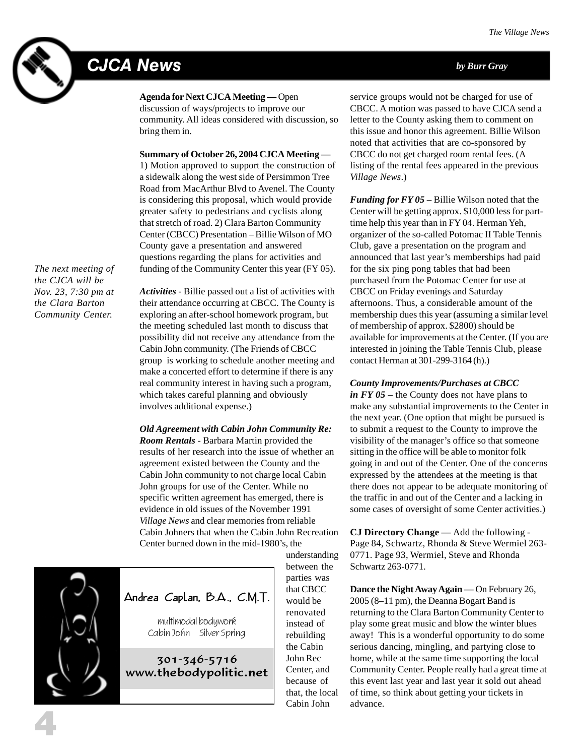# CJCA News

*by Burr Gray*

*The next meeting of the CJCA will be Nov. 23, 7:30 pm at the Clara Barton Community Center.*

**Agenda for Next CJCA Meeting —** Open discussion of ways/projects to improve our community. All ideas considered with discussion, so bring them in.

**Summary of October 26, 2004 CJCA Meeting —** 1) Motion approved to support the construction of a sidewalk along the west side of Persimmon Tree Road from MacArthur Blvd to Avenel. The County is considering this proposal, which would provide greater safety to pedestrians and cyclists along that stretch of road. 2) Clara Barton Community Center (CBCC) Presentation – Billie Wilson of MO County gave a presentation and answered questions regarding the plans for activities and funding of the Community Center this year (FY 05).

***Activities*** - Billie passed out a list of activities with their attendance occurring at CBCC. The County is exploring an after-school homework program, but the meeting scheduled last month to discuss that possibility did not receive any attendance from the Cabin John community. (The Friends of CBCC group is working to schedule another meeting and make a concerted effort to determine if there is any real community interest in having such a program, which takes careful planning and obviously involves additional expense.)

***Old Agreement with Cabin John Community Re: Room Rentals*** - Barbara Martin provided the results of her research into the issue of whether an agreement existed between the County and the Cabin John community to not charge local Cabin John groups for use of the Center. While no specific written agreement has emerged, there is evidence in old issues of the November 1991 *Village News* and clear memories from reliable Cabin Johners that when the Cabin John Recreation Center burned down in the mid-1980's, the understanding between the parties was that CBCC would be renovated instead of rebuilding the Cabin John Rec Center, and because of that, the local Cabin John service groups would not be charged for use of CBCC. A motion was passed to have CJCA send a letter to the County asking them to comment on this issue and honor this agreement. Billie Wilson noted that activities that are co-sponsored by CBCC do not get charged room rental fees. (A listing of the rental fees appeared in the previous *Village News*.)

***Funding for FY 05*** – Billie Wilson noted that the Center will be getting approx. $10,000 less for part-time help this year than in FY 04. Herman Yeh, organizer of the so-called Potomac II Table Tennis Club, gave a presentation on the program and announced that last year's memberships had paid for the six ping pong tables that had been purchased from the Potomac Center for use at CBCC on Friday evenings and Saturday afternoons. Thus, a considerable amount of the membership dues this year (assuming a similar level of membership of approx. $2800) should be available for improvements at the Center. (If you are interested in joining the Table Tennis Club, please contact Herman at 301-299-3164 (h).)

***County Improvements/Purchases at CBCC in FY 05*** – the County does not have plans to make any substantial improvements to the Center in the next year. (One option that might be pursued is to submit a request to the County to improve the visibility of the manager's office so that someone sitting in the office will be able to monitor folk going in and out of the Center. One of the concerns expressed by the attendees at the meeting is that there does not appear to be adequate monitoring of the traffic in and out of the Center and a lacking in some cases of oversight of some Center activities.)

**CJ Directory Change —** Add the following - Page 84, Schwartz, Rhonda & Steve Wermiel 263-0771. Page 93, Wermiel, Steve and Rhonda Schwartz 263-0771.

**Dance the Night Away Again —** On February 26, 2005 (8–11 pm), the Deanna Bogart Band is returning to the Clara Barton Community Center to play some great music and blow the winter blues away! This is a wonderful opportunity to do some serious dancing, mingling, and partying close to home, while at the same time supporting the local Community Center. People really had a great time at this event last year and last year it sold out ahead of time, so think about getting your tickets in advance.

---

Andrea Caplan, B.A., C.M.T.

multimodal bodywork
Cabin John Silver Spring

301-346-5716
www.thebodypolitic.net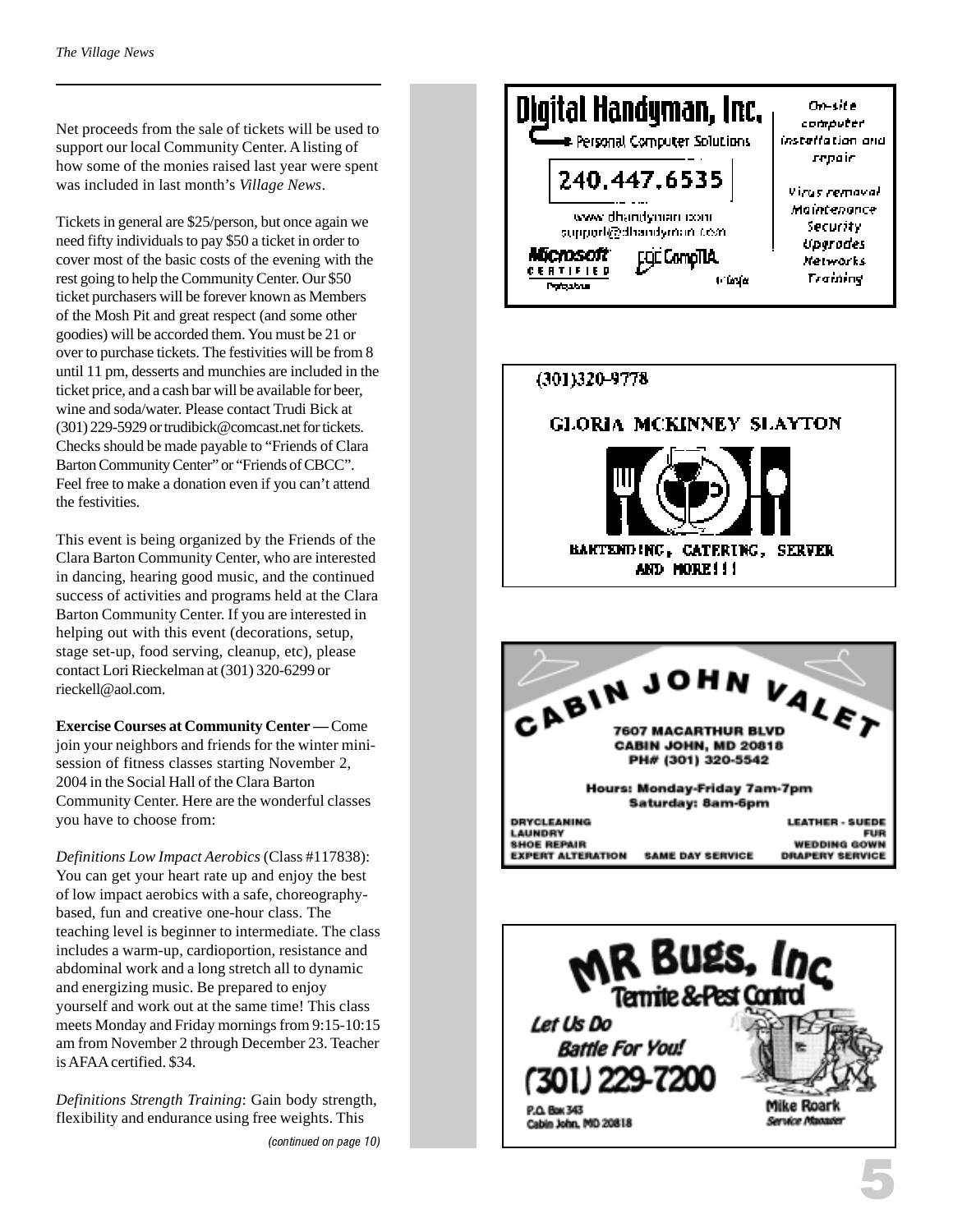Net proceeds from the sale of tickets will be used to support our local Community Center. A listing of how some of the monies raised last year were spent was included in last month's *Village News*.

Tickets in general are $25/person, but once again we need fifty individuals to pay $50 a ticket in order to cover most of the basic costs of the evening with the rest going to help the Community Center. Our $50 ticket purchasers will be forever known as Members of the Mosh Pit and great respect (and some other goodies) will be accorded them. You must be 21 or over to purchase tickets. The festivities will be from 8 until 11 pm, desserts and munchies are included in the ticket price, and a cash bar will be available for beer, wine and soda/water. Please contact Trudi Bick at (301) 229-5929 or trudibick@comcast.net for tickets. Checks should be made payable to "Friends of Clara Barton Community Center" or "Friends of CBCC". Feel free to make a donation even if you can't attend the festivities.

This event is being organized by the Friends of the Clara Barton Community Center, who are interested in dancing, hearing good music, and the continued success of activities and programs held at the Clara Barton Community Center. If you are interested in helping out with this event (decorations, setup, stage set-up, food serving, cleanup, etc), please contact Lori Rieckelman at (301) 320-6299 or rieckell@aol.com.

**Exercise Courses at Community Center —** Come join your neighbors and friends for the winter mini-session of fitness classes starting November 2, 2004 in the Social Hall of the Clara Barton Community Center. Here are the wonderful classes you have to choose from:

*Definitions Low Impact Aerobics* (Class #117838): You can get your heart rate up and enjoy the best of low impact aerobics with a safe, choreography-based, fun and creative one-hour class. The teaching level is beginner to intermediate. The class includes a warm-up, cardioportion, resistance and abdominal work and a long stretch all to dynamic and energizing music. Be prepared to enjoy yourself and work out at the same time! This class meets Monday and Friday mornings from 9:15-10:15 am from November 2 through December 23. Teacher is AFAA certified. $34.

*Definitions Strength Training*: Gain body strength, flexibility and endurance using free weights. This

*(continued on page 10)*

**Digital Handyman, Inc.**
Personal Computer Solutions
240.447.6535
www.dhandyman.com
support@dhandyman.com
Microsoft Certified Professional · CompTIA

On-site computer installation and repair
Virus removal
Maintenance
Security
Upgrades
Networks
Training

(301)320-9778

**GLORIA MCKINNEY SLAYTON**

BARTENDING, CATERING, SERVER AND MORE!!!

**CABIN JOHN VALET**
7607 MACARTHUR BLVD
CABIN JOHN, MD 20818
PH# (301) 320-5542

Hours: Monday-Friday 7am-7pm
Saturday: 8am-6pm

DRYCLEANING · LAUNDRY · SHOE REPAIR · EXPERT ALTERATION · SAME DAY SERVICE · LEATHER - SUEDE · FUR · WEDDING GOWN · DRAPERY SERVICE

**MR Bugs, Inc**
Termite & Pest Control
Let Us Do Battle For You!
(301) 229-7200
P.O. Box 343
Cabin John, MD 20818
Mike Roark
Service Manager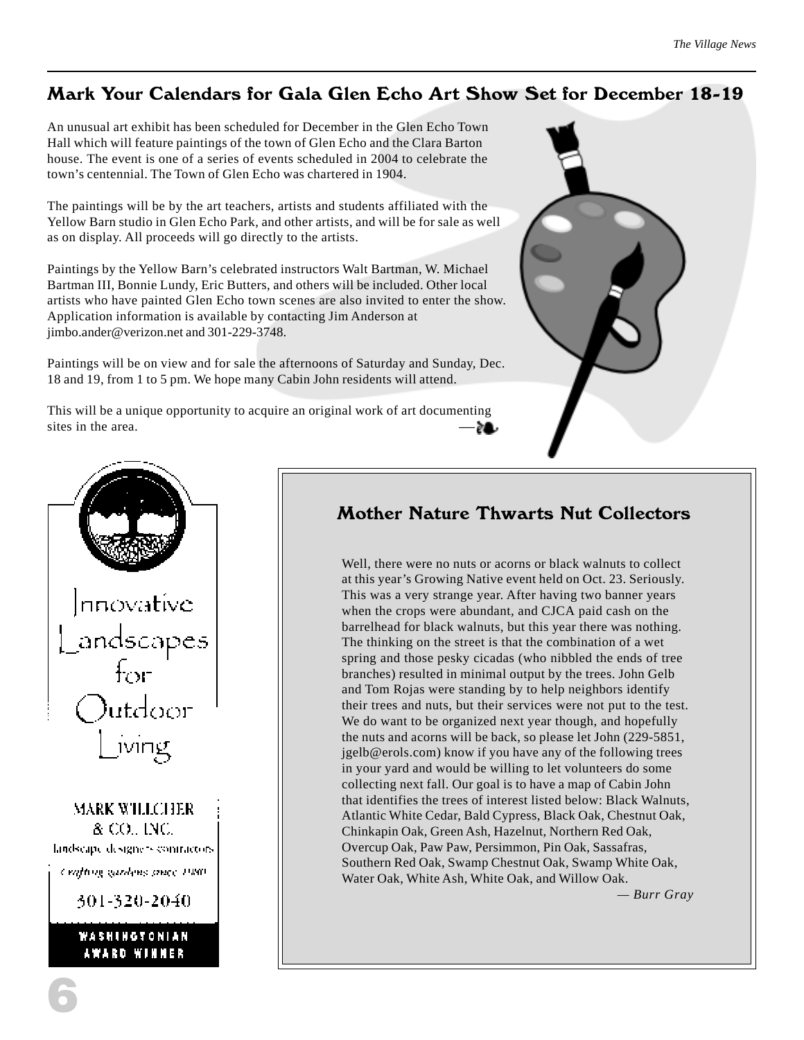## Mark Your Calendars for Gala Glen Echo Art Show Set for December 18-19

An unusual art exhibit has been scheduled for December in the Glen Echo Town Hall which will feature paintings of the town of Glen Echo and the Clara Barton house. The event is one of a series of events scheduled in 2004 to celebrate the town's centennial. The Town of Glen Echo was chartered in 1904.

The paintings will be by the art teachers, artists and students affiliated with the Yellow Barn studio in Glen Echo Park, and other artists, and will be for sale as well as on display. All proceeds will go directly to the artists.

Paintings by the Yellow Barn's celebrated instructors Walt Bartman, W. Michael Bartman III, Bonnie Lundy, Eric Butters, and others will be included. Other local artists who have painted Glen Echo town scenes are also invited to enter the show. Application information is available by contacting Jim Anderson at jimbo.ander@verizon.net and 301-229-3748.

Paintings will be on view and for sale the afternoons of Saturday and Sunday, Dec. 18 and 19, from 1 to 5 pm. We hope many Cabin John residents will attend.

This will be a unique opportunity to acquire an original work of art documenting sites in the area.

Innovative Landscapes for Outdoor Living

MARK WILLCHER & CO., INC.

landscape designers contractors

crafting gardens since 1980

301-320-2040

WASHINGTONIAN AWARD WINNER

## Mother Nature Thwarts Nut Collectors

Well, there were no nuts or acorns or black walnuts to collect at this year's Growing Native event held on Oct. 23. Seriously. This was a very strange year. After having two banner years when the crops were abundant, and CJCA paid cash on the barrelhead for black walnuts, but this year there was nothing. The thinking on the street is that the combination of a wet spring and those pesky cicadas (who nibbled the ends of tree branches) resulted in minimal output by the trees. John Gelb and Tom Rojas were standing by to help neighbors identify their trees and nuts, but their services were not put to the test. We do want to be organized next year though, and hopefully the nuts and acorns will be back, so please let John (229-5851, jgelb@erols.com) know if you have any of the following trees in your yard and would be willing to let volunteers do some collecting next fall. Our goal is to have a map of Cabin John that identifies the trees of interest listed below: Black Walnuts, Atlantic White Cedar, Bald Cypress, Black Oak, Chestnut Oak, Chinkapin Oak, Green Ash, Hazelnut, Northern Red Oak, Overcup Oak, Paw Paw, Persimmon, Pin Oak, Sassafras, Southern Red Oak, Swamp Chestnut Oak, Swamp White Oak, Water Oak, White Ash, White Oak, and Willow Oak.

*— Burr Gray*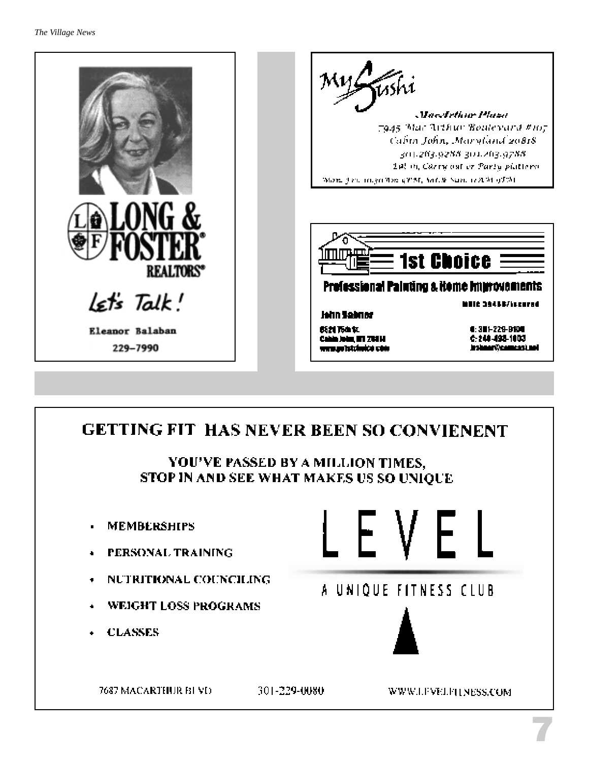LONG & FOSTER

REALTORS®

Let's Talk!

Eleanor Balaban

229–7990

---

My Sushi

MacArthur Plaza

7945 MacArthur Boulevard #107

Cabin John, Maryland 20818

301.263.9288 301.263.9788

Eat in, Carry out or Party platters

Mon.-Fri. 11:30AM-9PM, Sat. & Sun. 12PM-9PM

---

1st Choice

Professional Painting & Home Improvements

MHIC 39455/Insured

John Nabner

6521 75th St.

Cabin John, MD 20818

www.go1stchoice.com

O: 301-229-9100

C: 240-498-1603

jnabner@comcast.net

---

## GETTING FIT HAS NEVER BEEN SO CONVIENENT

### YOU'VE PASSED BY A MILLION TIMES, STOP IN AND SEE WHAT MAKES US SO UNIQUE

- MEMBERSHIPS
- PERSONAL TRAINING
- NUTRITIONAL COUNCILING
- WEIGHT LOSS PROGRAMS
- CLASSES

LEVEL

A UNIQUE FITNESS CLUB

7687 MACARTHUR BLVD 301-229-0080 WWW.LEVELFITNESS.COM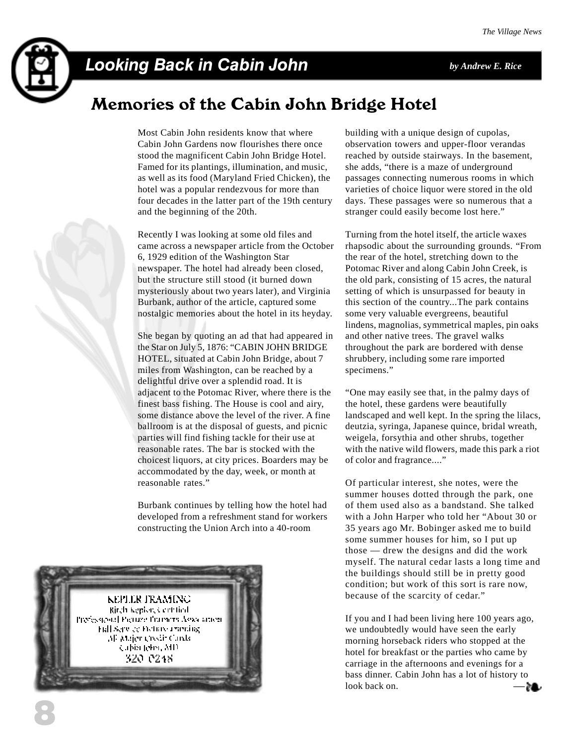## Looking Back in Cabin John

*by Andrew E. Rice*

# Memories of the Cabin John Bridge Hotel

Most Cabin John residents know that where Cabin John Gardens now flourishes there once stood the magnificent Cabin John Bridge Hotel. Famed for its plantings, illumination, and music, as well as its food (Maryland Fried Chicken), the hotel was a popular rendezvous for more than four decades in the latter part of the 19th century and the beginning of the 20th.

Recently I was looking at some old files and came across a newspaper article from the October 6, 1929 edition of the Washington Star newspaper. The hotel had already been closed, but the structure still stood (it burned down mysteriously about two years later), and Virginia Burbank, author of the article, captured some nostalgic memories about the hotel in its heyday.

She began by quoting an ad that had appeared in the Star on July 5, 1876: "CABIN JOHN BRIDGE HOTEL, situated at Cabin John Bridge, about 7 miles from Washington, can be reached by a delightful drive over a splendid road. It is adjacent to the Potomac River, where there is the finest bass fishing. The House is cool and airy, some distance above the level of the river. A fine ballroom is at the disposal of guests, and picnic parties will find fishing tackle for their use at reasonable rates. The bar is stocked with the choicest liquors, at city prices. Boarders may be accommodated by the day, week, or month at reasonable rates."

Burbank continues by telling how the hotel had developed from a refreshment stand for workers constructing the Union Arch into a 40-room building with a unique design of cupolas, observation towers and upper-floor verandas reached by outside stairways. In the basement, she adds, "there is a maze of underground passages connecting numerous rooms in which varieties of choice liquor were stored in the old days. These passages were so numerous that a stranger could easily become lost here."

Turning from the hotel itself, the article waxes rhapsodic about the surrounding grounds. "From the rear of the hotel, stretching down to the Potomac River and along Cabin John Creek, is the old park, consisting of 15 acres, the natural setting of which is unsurpassed for beauty in this section of the country...The park contains some very valuable evergreens, beautiful lindens, magnolias, symmetrical maples, pin oaks and other native trees. The gravel walks throughout the park are bordered with dense shrubbery, including some rare imported specimens."

"One may easily see that, in the palmy days of the hotel, these gardens were beautifully landscaped and well kept. In the spring the lilacs, deutzia, syringa, Japanese quince, bridal wreath, weigela, forsythia and other shrubs, together with the native wild flowers, made this park a riot of color and fragrance...."

Of particular interest, she notes, were the summer houses dotted through the park, one of them used also as a bandstand. She talked with a John Harper who told her "About 30 or 35 years ago Mr. Bobinger asked me to build some summer houses for him, so I put up those — drew the designs and did the work myself. The natural cedar lasts a long time and the buildings should still be in pretty good condition; but work of this sort is rare now, because of the scarcity of cedar."

If you and I had been living here 100 years ago, we undoubtedly would have seen the early morning horseback riders who stopped at the hotel for breakfast or the parties who came by carriage in the afternoons and evenings for a bass dinner. Cabin John has a lot of history to look back on.

KEPLER FRAMING
Birch Kepler, Certified
Professional Picture Framers Association
Full Service Picture Framing
All Major Credit Cards
Cabin John, MD
320 0248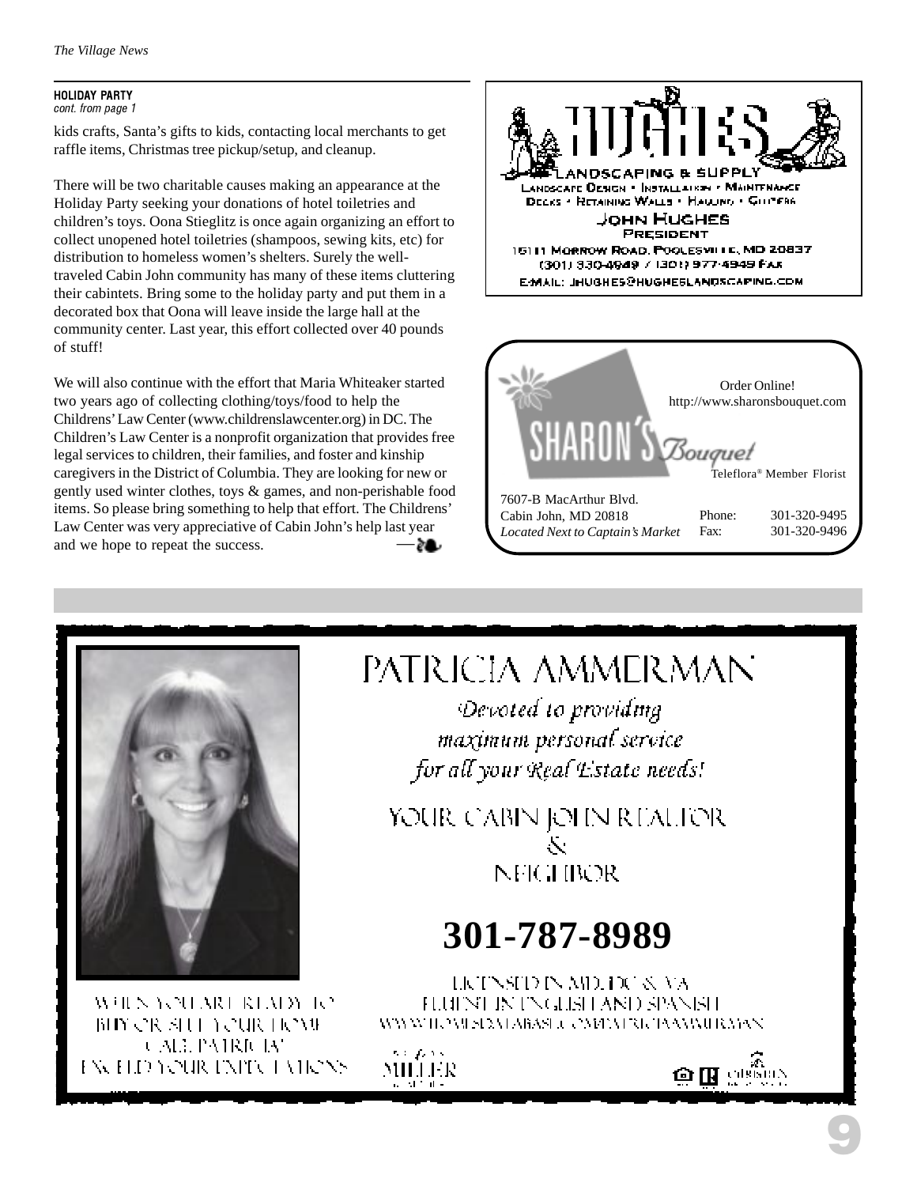### HOLIDAY PARTY

*cont. from page 1*

kids crafts, Santa's gifts to kids, contacting local merchants to get raffle items, Christmas tree pickup/setup, and cleanup.

There will be two charitable causes making an appearance at the Holiday Party seeking your donations of hotel toiletries and children's toys. Oona Stieglitz is once again organizing an effort to collect unopened hotel toiletries (shampoos, sewing kits, etc) for distribution to homeless women's shelters. Surely the well-traveled Cabin John community has many of these items cluttering their cabintets. Bring some to the holiday party and put them in a decorated box that Oona will leave inside the large hall at the community center. Last year, this effort collected over 40 pounds of stuff!

We will also continue with the effort that Maria Whiteaker started two years ago of collecting clothing/toys/food to help the Childrens' Law Center (www.childrenslawcenter.org) in DC. The Children's Law Center is a nonprofit organization that provides free legal services to children, their families, and foster and kinship caregivers in the District of Columbia. They are looking for new or gently used winter clothes, toys & games, and non-perishable food items. So please bring something to help that effort. The Childrens' Law Center was very appreciative of Cabin John's help last year and we hope to repeat the success.

---

**HUGHES**
LANDSCAPING & SUPPLY
Landscape Design • Installation • Maintenance
Decks • Retaining Walls • Hauling • Gutters
JOHN HUGHES
PRESIDENT
15111 Morrow Road, Poolesville, MD 20837
(301) 330-4949 / (301) 977-4949 Fax
E-mail: jhughes@hugheslandscaping.com

---

**SHARON'S Bouquet**
Order Online!
http://www.sharonsbouquet.com
Teleflora® Member Florist
7607-B MacArthur Blvd.
Cabin John, MD 20818
*Located Next to Captain's Market*
Phone: 301-320-9495
Fax: 301-320-9496

---

**PATRICIA AMMERMAN**

*Devoted to providing maximum personal service for all your Real Estate needs!*

YOUR CABIN JOHN REALTOR
&
NEIGHBOR

**301-787-8989**

LICENSED IN MD, DC & VA
FLUENT IN ENGLISH AND SPANISH
WWW.HOMESDATABASE.COM/PATRICIAAMMERMAN

WHEN YOU ARE READY TO BUY OR SELL YOUR HOME CALL PATRICIA! EXCEED YOUR EXPECTATIONS

MILLER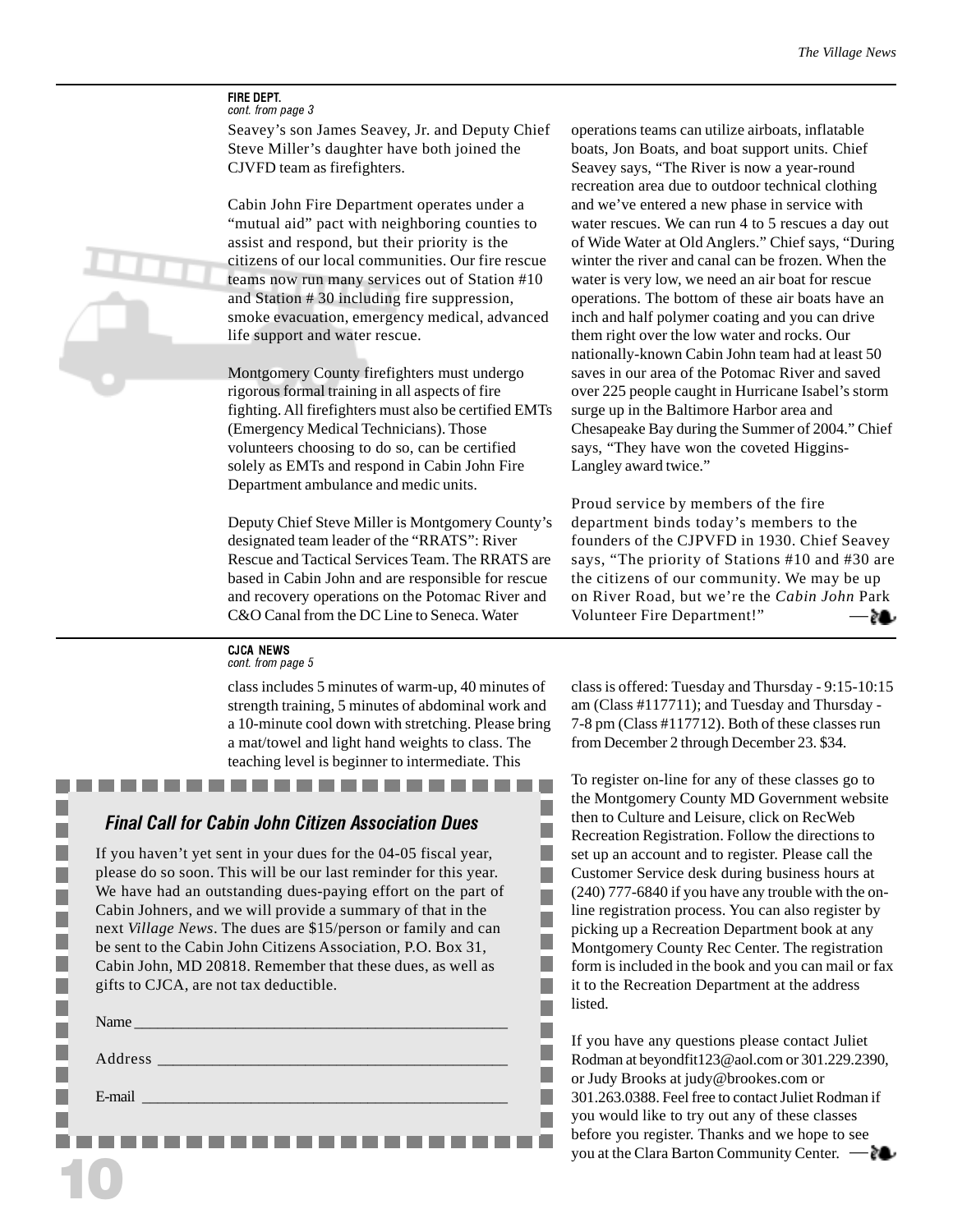**FIRE DEPT.**
*cont. from page 3*

Seavey's son James Seavey, Jr. and Deputy Chief Steve Miller's daughter have both joined the CJVFD team as firefighters.

Cabin John Fire Department operates under a "mutual aid" pact with neighboring counties to assist and respond, but their priority is the citizens of our local communities. Our fire rescue teams now run many services out of Station #10 and Station # 30 including fire suppression, smoke evacuation, emergency medical, advanced life support and water rescue.

Montgomery County firefighters must undergo rigorous formal training in all aspects of fire fighting. All firefighters must also be certified EMTs (Emergency Medical Technicians). Those volunteers choosing to do so, can be certified solely as EMTs and respond in Cabin John Fire Department ambulance and medic units.

Deputy Chief Steve Miller is Montgomery County's designated team leader of the "RRATS": River Rescue and Tactical Services Team. The RRATS are based in Cabin John and are responsible for rescue and recovery operations on the Potomac River and C&O Canal from the DC Line to Seneca. Water operations teams can utilize airboats, inflatable boats, Jon Boats, and boat support units. Chief Seavey says, "The River is now a year-round recreation area due to outdoor technical clothing and we've entered a new phase in service with water rescues. We can run 4 to 5 rescues a day out of Wide Water at Old Anglers." Chief says, "During winter the river and canal can be frozen. When the water is very low, we need an air boat for rescue operations. The bottom of these air boats have an inch and half polymer coating and you can drive them right over the low water and rocks. Our nationally-known Cabin John team had at least 50 saves in our area of the Potomac River and saved over 225 people caught in Hurricane Isabel's storm surge up in the Baltimore Harbor area and Chesapeake Bay during the Summer of 2004." Chief says, "They have won the coveted Higgins-Langley award twice."

Proud service by members of the fire department binds today's members to the founders of the CJPVFD in 1930. Chief Seavey says, "The priority of Stations #10 and #30 are the citizens of our community. We may be up on River Road, but we're the *Cabin John* Park Volunteer Fire Department!"

---

**CJCA NEWS**
*cont. from page 5*

class includes 5 minutes of warm-up, 40 minutes of strength training, 5 minutes of abdominal work and a 10-minute cool down with stretching. Please bring a mat/towel and light hand weights to class. The teaching level is beginner to intermediate. This class is offered: Tuesday and Thursday - 9:15-10:15 am (Class #117711); and Tuesday and Thursday - 7-8 pm (Class #117712). Both of these classes run from December 2 through December 23. $34.

To register on-line for any of these classes go to the Montgomery County MD Government website then to Culture and Leisure, click on RecWeb Recreation Registration. Follow the directions to set up an account and to register. Please call the Customer Service desk during business hours at (240) 777-6840 if you have any trouble with the on-line registration process. You can also register by picking up a Recreation Department book at any Montgomery County Rec Center. The registration form is included in the book and you can mail or fax it to the Recreation Department at the address listed.

If you have any questions please contact Juliet Rodman at beyondfit123@aol.com or 301.229.2390, or Judy Brooks at judy@brookes.com or 301.263.0388. Feel free to contact Juliet Rodman if you would like to try out any of these classes before you register. Thanks and we hope to see you at the Clara Barton Community Center.

### *Final Call for Cabin John Citizen Association Dues*

If you haven't yet sent in your dues for the 04-05 fiscal year, please do so soon. This will be our last reminder for this year. We have had an outstanding dues-paying effort on the part of Cabin Johners, and we will provide a summary of that in the next *Village News*. The dues are $15/person or family and can be sent to the Cabin John Citizens Association, P.O. Box 31, Cabin John, MD 20818. Remember that these dues, as well as gifts to CJCA, are not tax deductible.

Name ______________________________________________

Address ____________________________________________

E-mail _____________________________________________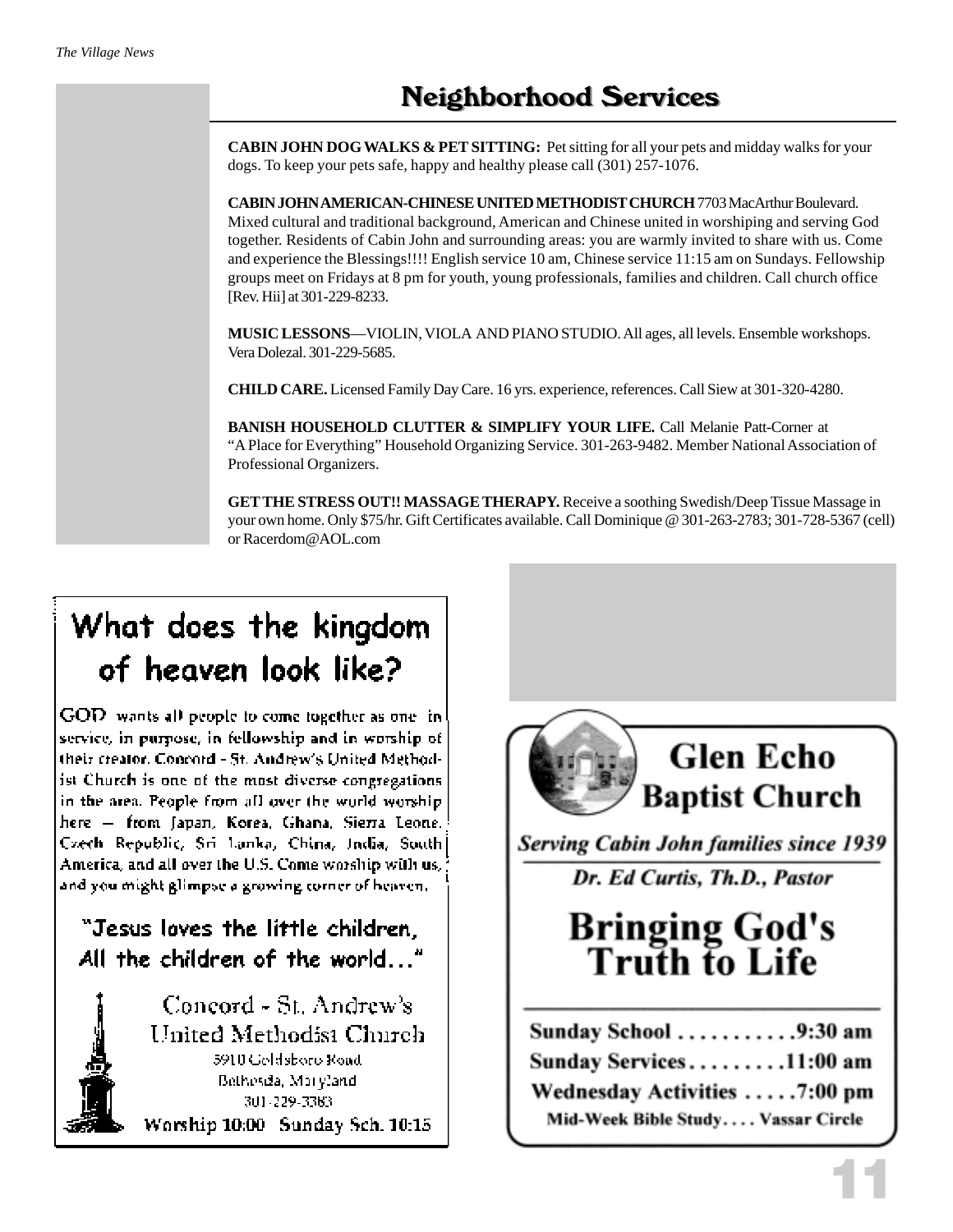# Neighborhood Services

**CABIN JOHN DOG WALKS & PET SITTING:** Pet sitting for all your pets and midday walks for your dogs. To keep your pets safe, happy and healthy please call (301) 257-1076.

**CABIN JOHN AMERICAN-CHINESE UNITED METHODIST CHURCH** 7703 MacArthur Boulevard. Mixed cultural and traditional background, American and Chinese united in worshiping and serving God together. Residents of Cabin John and surrounding areas: you are warmly invited to share with us. Come and experience the Blessings!!!! English service 10 am, Chinese service 11:15 am on Sundays. Fellowship groups meet on Fridays at 8 pm for youth, young professionals, families and children. Call church office [Rev. Hii] at 301-229-8233.

**MUSIC LESSONS**—VIOLIN, VIOLA AND PIANO STUDIO. All ages, all levels. Ensemble workshops. Vera Dolezal. 301-229-5685.

**CHILD CARE.** Licensed Family Day Care. 16 yrs. experience, references. Call Siew at 301-320-4280.

**BANISH HOUSEHOLD CLUTTER & SIMPLIFY YOUR LIFE.** Call Melanie Patt-Corner at "A Place for Everything" Household Organizing Service. 301-263-9482. Member National Association of Professional Organizers.

**GET THE STRESS OUT!! MASSAGE THERAPY.** Receive a soothing Swedish/Deep Tissue Massage in your own home. Only $75/hr. Gift Certificates available. Call Dominique @ 301-263-2783; 301-728-5367 (cell) or Racerdom@AOL.com

## What does the kingdom of heaven look like?

GOD wants all people to come together as one in service, in purpose, in fellowship and in worship of their creator. Concord - St. Andrew's United Methodist Church is one of the most diverse congregations in the area. People from all over the world worship here — from Japan, Korea, Ghana, Sierra Leone, Czech Republic, Sri Lanka, China, India, South America, and all over the U.S. Come worship with us, and you might glimpse a growing corner of heaven.

"Jesus loves the little children, All the children of the world..."

Concord - St. Andrew's United Methodist Church
5910 Goldsboro Road
Bethesda, Maryland
301-229-3383
Worship 10:00 Sunday Sch. 10:15

## Glen Echo Baptist Church

*Serving Cabin John families since 1939*

*Dr. Ed Curtis, Th.D., Pastor*

**Bringing God's Truth to Life**

Sunday School . . . . . . . . . . . 9:30 am
Sunday Services . . . . . . . . . 11:00 am
Wednesday Activities . . . . . 7:00 pm
Mid-Week Bible Study. . . . Vassar Circle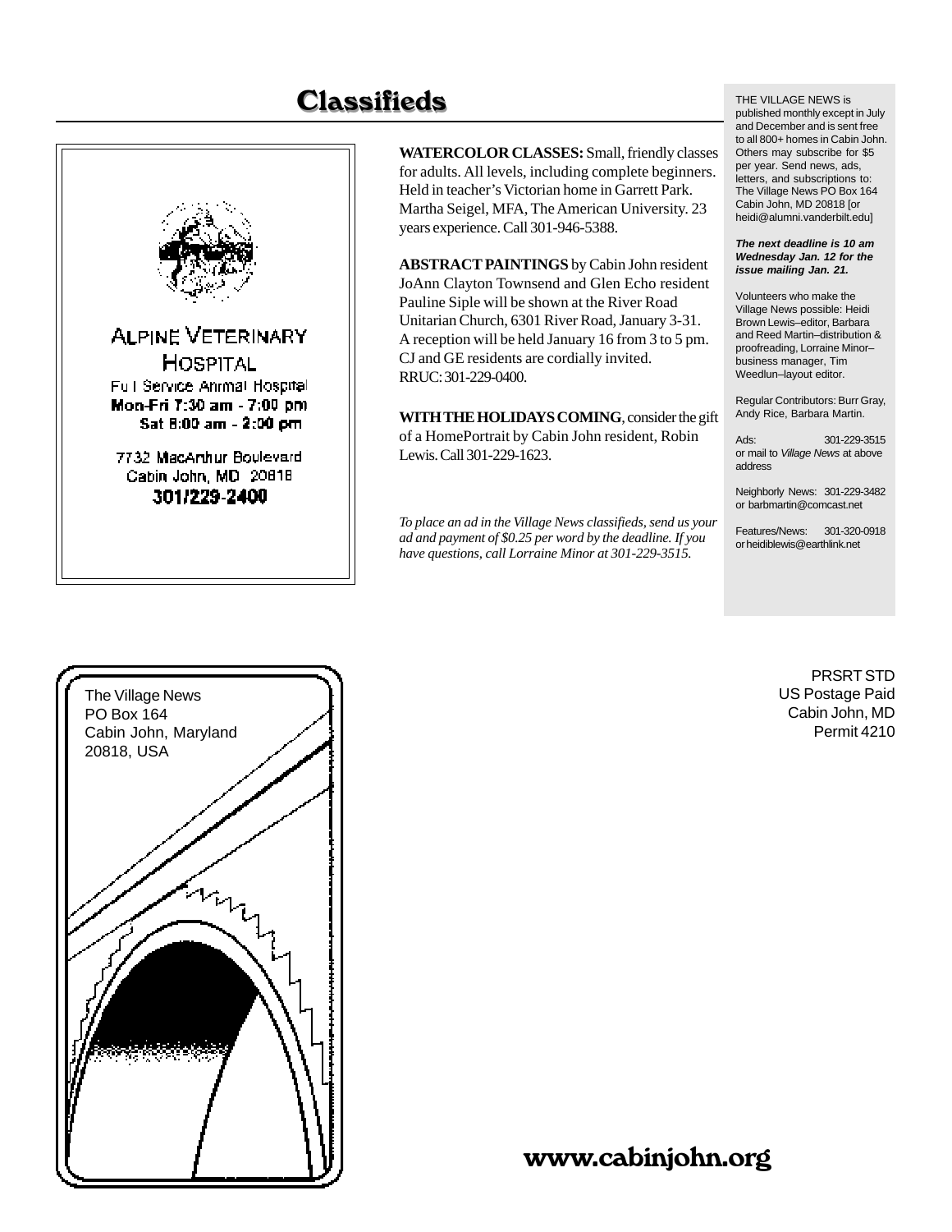# Classifieds

ALPINE VETERINARY HOSPITAL

Full Service Animal Hospital

**Mon-Fri 7:30 am - 7:00 pm**

**Sat 8:00 am - 2:00 pm**

7732 MacArthur Boulevard
Cabin John, MD 20818

**301/229-2400**

**WATERCOLOR CLASSES:** Small, friendly classes for adults. All levels, including complete beginners. Held in teacher's Victorian home in Garrett Park. Martha Seigel, MFA, The American University. 23 years experience. Call 301-946-5388.

**ABSTRACT PAINTINGS** by Cabin John resident JoAnn Clayton Townsend and Glen Echo resident Pauline Siple will be shown at the River Road Unitarian Church, 6301 River Road, January 3-31. A reception will be held January 16 from 3 to 5 pm. CJ and GE residents are cordially invited. RRUC: 301-229-0400.

**WITH THE HOLIDAYS COMING**, consider the gift of a HomePortrait by Cabin John resident, Robin Lewis. Call 301-229-1623.

*To place an ad in the Village News classifieds, send us your ad and payment of $0.25 per word by the deadline. If you have questions, call Lorraine Minor at 301-229-3515.*

THE VILLAGE NEWS is published monthly except in July and December and is sent free to all 800+ homes in Cabin John. Others may subscribe for $5 per year. Send news, ads, letters, and subscriptions to: The Village News PO Box 164 Cabin John, MD 20818 [or heidi@alumni.vanderbilt.edu]

***The next deadline is 10 am Wednesday Jan. 12 for the issue mailing Jan. 21.***

Volunteers who make the Village News possible: Heidi Brown Lewis–editor, Barbara and Reed Martin–distribution & proofreading, Lorraine Minor–business manager, Tim Weedlun–layout editor.

Regular Contributors: Burr Gray, Andy Rice, Barbara Martin.

Ads: 301-229-3515 or mail to *Village News* at above address

Neighborly News: 301-229-3482 or barbmartin@comcast.net

Features/News: 301-320-0918 or heidiblewis@earthlink.net

The Village News
PO Box 164
Cabin John, Maryland
20818, USA

PRSRT STD
US Postage Paid
Cabin John, MD
Permit 4210

**www.cabinjohn.org**